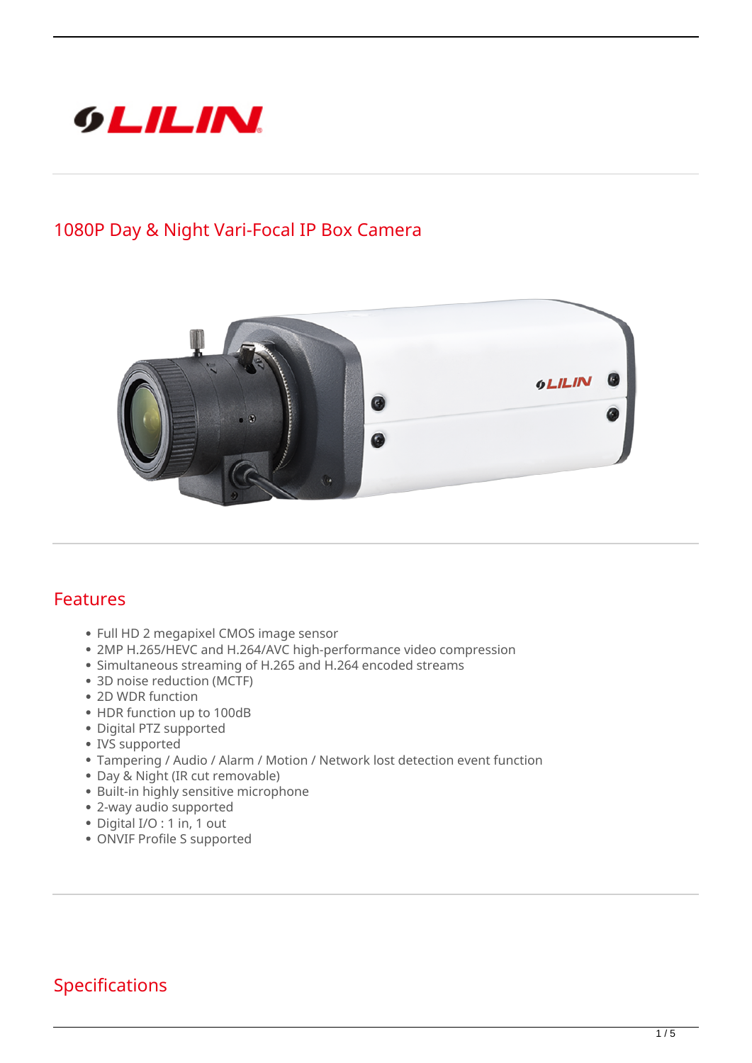# 1080P Day & Night Vari-Focal IP Box Camera

## Features

- Full HD 2 megapixel CMOS image sensor
- 2MP H.265/HEVC and H.264/AVC high-performance video compression
- Simultaneous streaming of H.265 and H.264 encoded streams
- 3D noise reduction (MCTF)
- 2D WDR function
- HDR function up to 100dB
- Digital PTZ supported
- IVS supported
- Tampering / Audio / Alarm / Motion / Network lost detection event function
- Day & Night (IR cut removable)
- Built-in highly sensitive microphone
- 2-way audio supported
- Digital I/O : 1 in, 1 out
- ONVIF Profile S supported

## Specifications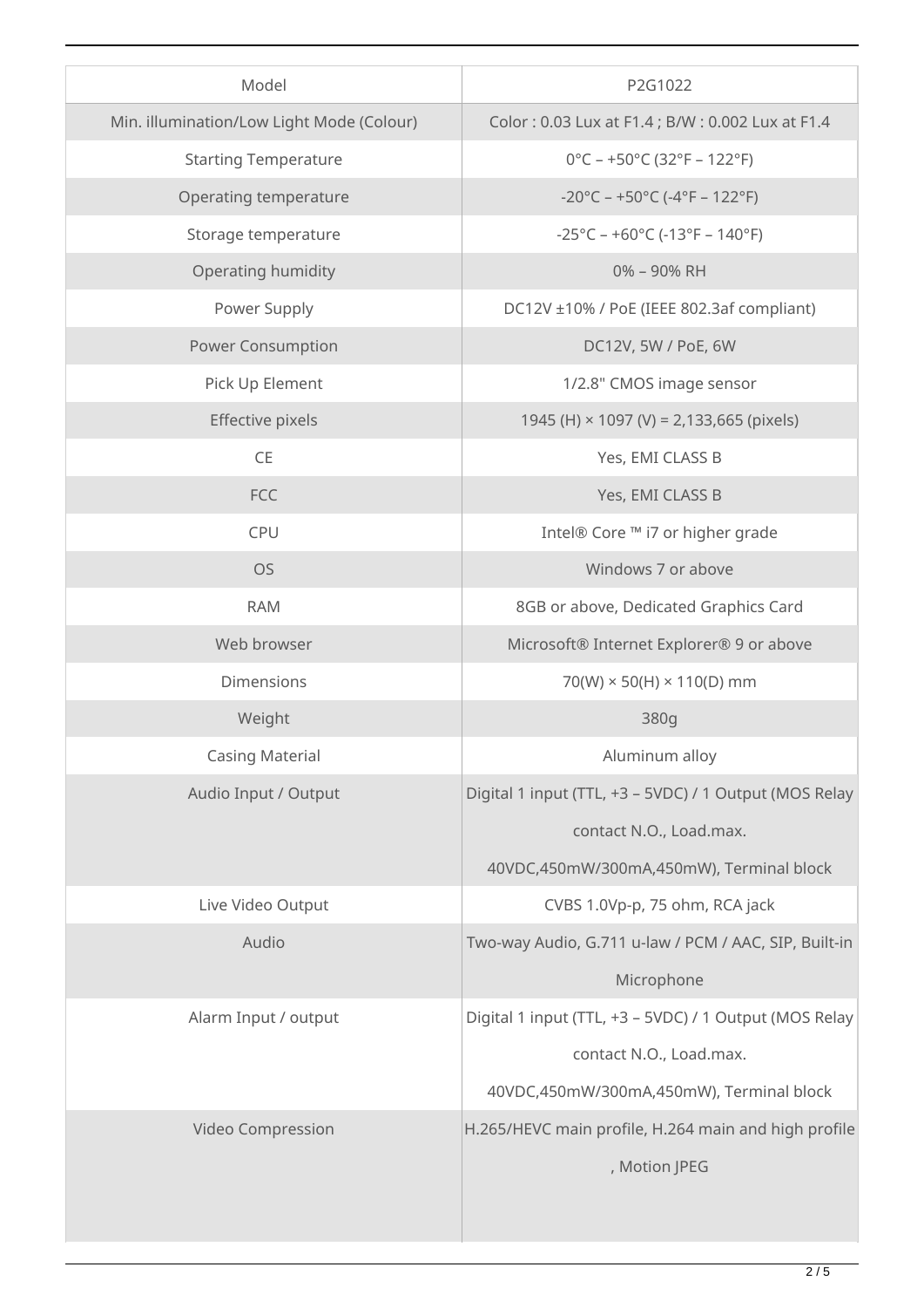| Model | P2G1022 |
| --- | --- |
| Min. illumination/Low Light Mode (Colour) | Color : 0.03 Lux at F1.4 ; B/W : 0.002 Lux at F1.4 |
| Starting Temperature | 0°C – +50°C (32°F – 122°F) |
| Operating temperature | -20°C – +50°C (-4°F – 122°F) |
| Storage temperature | -25°C – +60°C (-13°F – 140°F) |
| Operating humidity | 0% – 90% RH |
| Power Supply | DC12V ±10% / PoE (IEEE 802.3af compliant) |
| Power Consumption | DC12V, 5W / PoE, 6W |
| Pick Up Element | 1/2.8" CMOS image sensor |
| Effective pixels | 1945 (H) × 1097 (V) = 2,133,665 (pixels) |
| CE | Yes, EMI CLASS B |
| FCC | Yes, EMI CLASS B |
| CPU | Intel® Core ™ i7 or higher grade |
| OS | Windows 7 or above |
| RAM | 8GB or above, Dedicated Graphics Card |
| Web browser | Microsoft® Internet Explorer® 9 or above |
| Dimensions | 70(W) × 50(H) × 110(D) mm |
| Weight | 380g |
| Casing Material | Aluminum alloy |
| Audio Input / Output | Digital 1 input (TTL, +3 – 5VDC) / 1 Output (MOS Relay contact N.O., Load.max. 40VDC,450mW/300mA,450mW), Terminal block |
| Live Video Output | CVBS 1.0Vp-p, 75 ohm, RCA jack |
| Audio | Two-way Audio, G.711 u-law / PCM / AAC, SIP, Built-in Microphone |
| Alarm Input / output | Digital 1 input (TTL, +3 – 5VDC) / 1 Output (MOS Relay contact N.O., Load.max. 40VDC,450mW/300mA,450mW), Terminal block |
| Video Compression | H.265/HEVC main profile, H.264 main and high profile , Motion JPEG |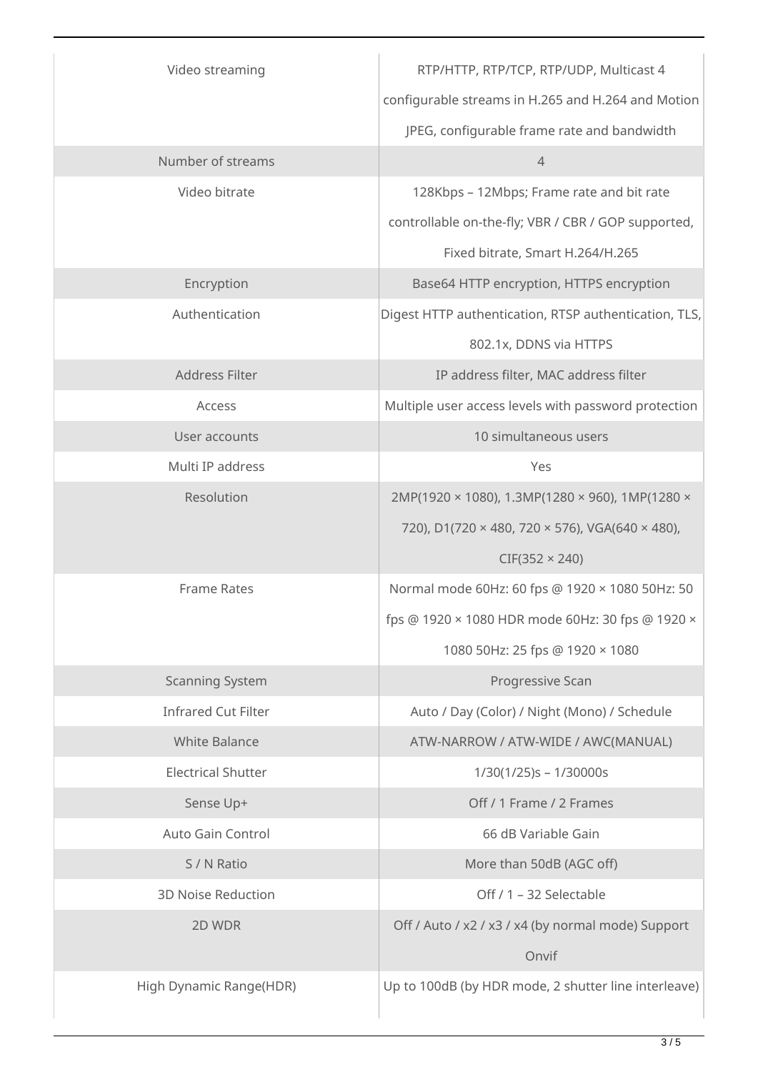| | |
|---|---|
| Video streaming | RTP/HTTP, RTP/TCP, RTP/UDP, Multicast 4 configurable streams in H.265 and H.264 and Motion JPEG, configurable frame rate and bandwidth |
| Number of streams | 4 |
| Video bitrate | 128Kbps – 12Mbps; Frame rate and bit rate controllable on-the-fly; VBR / CBR / GOP supported, Fixed bitrate, Smart H.264/H.265 |
| Encryption | Base64 HTTP encryption, HTTPS encryption |
| Authentication | Digest HTTP authentication, RTSP authentication, TLS, 802.1x, DDNS via HTTPS |
| Address Filter | IP address filter, MAC address filter |
| Access | Multiple user access levels with password protection |
| User accounts | 10 simultaneous users |
| Multi IP address | Yes |
| Resolution | 2MP(1920 × 1080), 1.3MP(1280 × 960), 1MP(1280 × 720), D1(720 × 480, 720 × 576), VGA(640 × 480), CIF(352 × 240) |
| Frame Rates | Normal mode 60Hz: 60 fps @ 1920 × 1080 50Hz: 50 fps @ 1920 × 1080 HDR mode 60Hz: 30 fps @ 1920 × 1080 50Hz: 25 fps @ 1920 × 1080 |
| Scanning System | Progressive Scan |
| Infrared Cut Filter | Auto / Day (Color) / Night (Mono) / Schedule |
| White Balance | ATW-NARROW / ATW-WIDE / AWC(MANUAL) |
| Electrical Shutter | 1/30(1/25)s – 1/30000s |
| Sense Up+ | Off / 1 Frame / 2 Frames |
| Auto Gain Control | 66 dB Variable Gain |
| S / N Ratio | More than 50dB (AGC off) |
| 3D Noise Reduction | Off / 1 – 32 Selectable |
| 2D WDR | Off / Auto / x2 / x3 / x4 (by normal mode) Support Onvif |
| High Dynamic Range(HDR) | Up to 100dB (by HDR mode, 2 shutter line interleave) |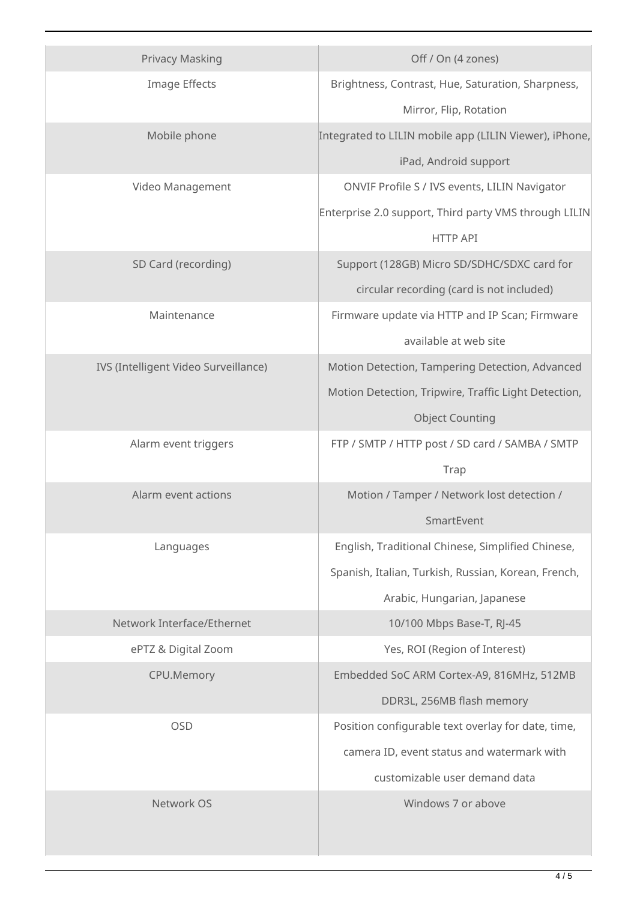| | |
|---|---|
| Privacy Masking | Off / On (4 zones) |
| Image Effects | Brightness, Contrast, Hue, Saturation, Sharpness, Mirror, Flip, Rotation |
| Mobile phone | Integrated to LILIN mobile app (LILIN Viewer), iPhone, iPad, Android support |
| Video Management | ONVIF Profile S / IVS events, LILIN Navigator Enterprise 2.0 support, Third party VMS through LILIN HTTP API |
| SD Card (recording) | Support (128GB) Micro SD/SDHC/SDXC card for circular recording (card is not included) |
| Maintenance | Firmware update via HTTP and IP Scan; Firmware available at web site |
| IVS (Intelligent Video Surveillance) | Motion Detection, Tampering Detection, Advanced Motion Detection, Tripwire, Traffic Light Detection, Object Counting |
| Alarm event triggers | FTP / SMTP / HTTP post / SD card / SAMBA / SMTP Trap |
| Alarm event actions | Motion / Tamper / Network lost detection / SmartEvent |
| Languages | English, Traditional Chinese, Simplified Chinese, Spanish, Italian, Turkish, Russian, Korean, French, Arabic, Hungarian, Japanese |
| Network Interface/Ethernet | 10/100 Mbps Base-T, RJ-45 |
| ePTZ & Digital Zoom | Yes, ROI (Region of Interest) |
| CPU.Memory | Embedded SoC ARM Cortex-A9, 816MHz, 512MB DDR3L, 256MB flash memory |
| OSD | Position configurable text overlay for date, time, camera ID, event status and watermark with customizable user demand data |
| Network OS | Windows 7 or above |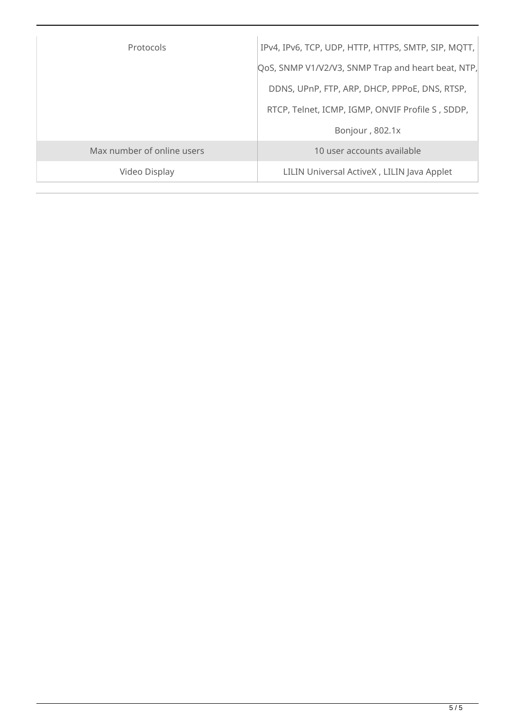| | |
|---|---|
| Protocols | IPv4, IPv6, TCP, UDP, HTTP, HTTPS, SMTP, SIP, MQTT, QoS, SNMP V1/V2/V3, SNMP Trap and heart beat, NTP, DDNS, UPnP, FTP, ARP, DHCP, PPPoE, DNS, RTSP, RTCP, Telnet, ICMP, IGMP, ONVIF Profile S , SDDP, Bonjour , 802.1x |
| Max number of online users | 10 user accounts available |
| Video Display | LILIN Universal ActiveX , LILIN Java Applet |